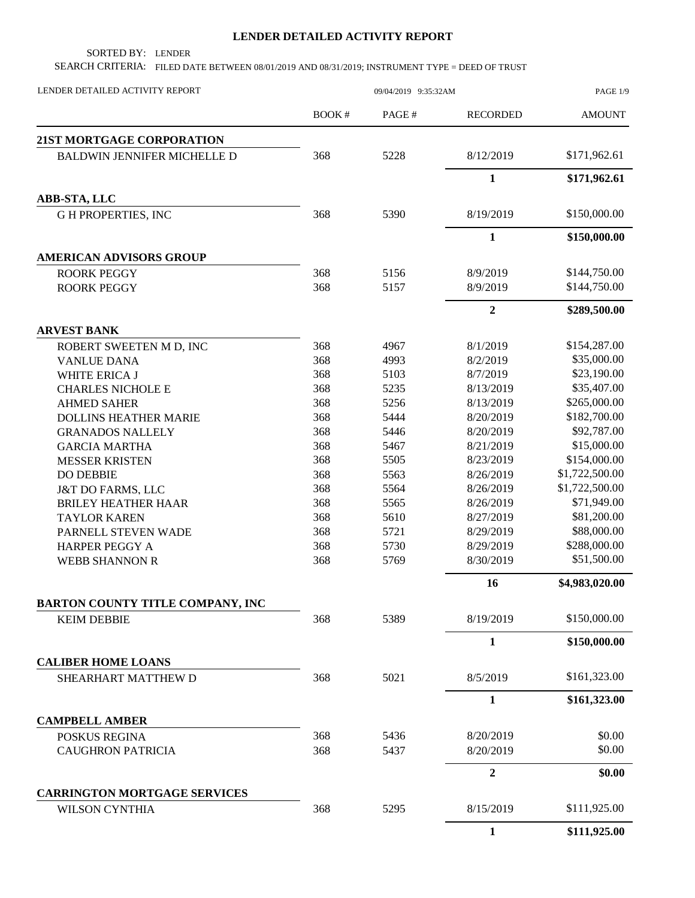# LENDER DETAILED ACTIVITY REPORT

SORTED BY: LENDER

SEARCH CRITERIA: FILED DATE BETWEEN 08/01/2019 AND 08/31/2019; INSTRUMENT TYPE = DEED OF TRUST

LENDER DETAILED ACTIVITY REPORT 09/04/2019 9:35:32AM

| | BOOK # | PAGE # | RECORDED | AMOUNT |
|---|---|---|---|---|
| **21ST MORTGAGE CORPORATION** | | | | |
| BALDWIN JENNIFER MICHELLE D | 368 | 5228 | 8/12/2019 | $171,962.61 |
| | | | **1** | **$171,962.61** |
| **ABB-STA, LLC** | | | | |
| G H PROPERTIES, INC | 368 | 5390 | 8/19/2019 | $150,000.00 |
| | | | **1** | **$150,000.00** |
| **AMERICAN ADVISORS GROUP** | | | | |
| ROORK PEGGY | 368 | 5156 | 8/9/2019 | $144,750.00 |
| ROORK PEGGY | 368 | 5157 | 8/9/2019 | $144,750.00 |
| | | | **2** | **$289,500.00** |
| **ARVEST BANK** | | | | |
| ROBERT SWEETEN M D, INC | 368 | 4967 | 8/1/2019 | $154,287.00 |
| VANLUE DANA | 368 | 4993 | 8/2/2019 | $35,000.00 |
| WHITE ERICA J | 368 | 5103 | 8/7/2019 | $23,190.00 |
| CHARLES NICHOLE E | 368 | 5235 | 8/13/2019 | $35,407.00 |
| AHMED SAHER | 368 | 5256 | 8/13/2019 | $265,000.00 |
| DOLLINS HEATHER MARIE | 368 | 5444 | 8/20/2019 | $182,700.00 |
| GRANADOS NALLELY | 368 | 5446 | 8/20/2019 | $92,787.00 |
| GARCIA MARTHA | 368 | 5467 | 8/21/2019 | $15,000.00 |
| MESSER KRISTEN | 368 | 5505 | 8/23/2019 | $154,000.00 |
| DO DEBBIE | 368 | 5563 | 8/26/2019 | $1,722,500.00 |
| J&T DO FARMS, LLC | 368 | 5564 | 8/26/2019 | $1,722,500.00 |
| BRILEY HEATHER HAAR | 368 | 5565 | 8/26/2019 | $71,949.00 |
| TAYLOR KAREN | 368 | 5610 | 8/27/2019 | $81,200.00 |
| PARNELL STEVEN WADE | 368 | 5721 | 8/29/2019 | $88,000.00 |
| HARPER PEGGY A | 368 | 5730 | 8/29/2019 | $288,000.00 |
| WEBB SHANNON R | 368 | 5769 | 8/30/2019 | $51,500.00 |
| | | | **16** | **$4,983,020.00** |
| **BARTON COUNTY TITLE COMPANY, INC** | | | | |
| KEIM DEBBIE | 368 | 5389 | 8/19/2019 | $150,000.00 |
| | | | **1** | **$150,000.00** |
| **CALIBER HOME LOANS** | | | | |
| SHEARHART MATTHEW D | 368 | 5021 | 8/5/2019 | $161,323.00 |
| | | | **1** | **$161,323.00** |
| **CAMPBELL AMBER** | | | | |
| POSKUS REGINA | 368 | 5436 | 8/20/2019 | $0.00 |
| CAUGHRON PATRICIA | 368 | 5437 | 8/20/2019 | $0.00 |
| | | | **2** | **$0.00** |
| **CARRINGTON MORTGAGE SERVICES** | | | | |
| WILSON CYNTHIA | 368 | 5295 | 8/15/2019 | $111,925.00 |
| | | | **1** | **$111,925.00** |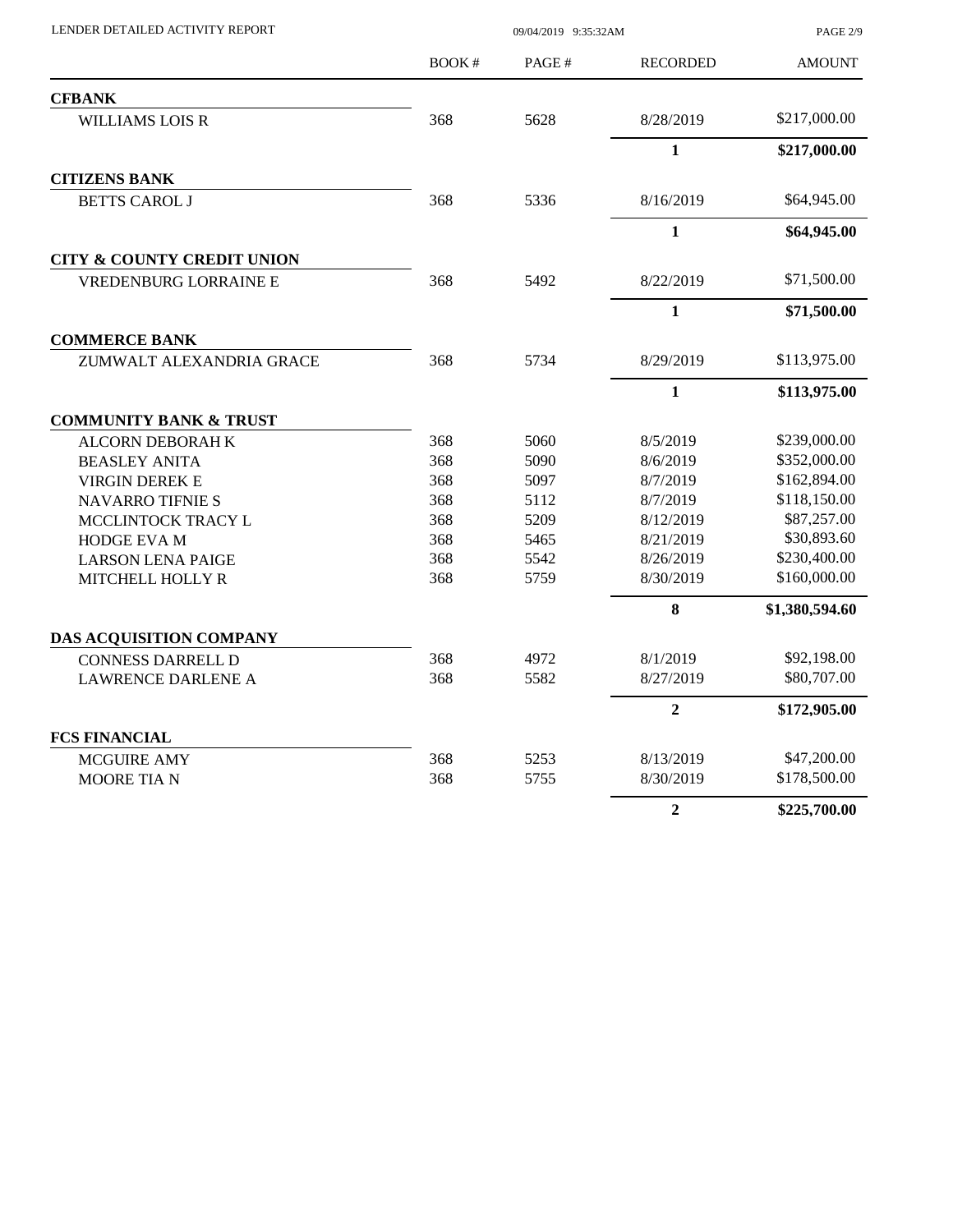| | BOOK # | PAGE # | RECORDED | AMOUNT |
|---|---|---|---|---|
| **CFBANK** | | | | |
| WILLIAMS LOIS R | 368 | 5628 | 8/28/2019 | $217,000.00 |
| | | | **1** | **$217,000.00** |
| **CITIZENS BANK** | | | | |
| BETTS CAROL J | 368 | 5336 | 8/16/2019 | $64,945.00 |
| | | | **1** | **$64,945.00** |
| **CITY & COUNTY CREDIT UNION** | | | | |
| VREDENBURG LORRAINE E | 368 | 5492 | 8/22/2019 | $71,500.00 |
| | | | **1** | **$71,500.00** |
| **COMMERCE BANK** | | | | |
| ZUMWALT ALEXANDRIA GRACE | 368 | 5734 | 8/29/2019 | $113,975.00 |
| | | | **1** | **$113,975.00** |
| **COMMUNITY BANK & TRUST** | | | | |
| ALCORN DEBORAH K | 368 | 5060 | 8/5/2019 | $239,000.00 |
| BEASLEY ANITA | 368 | 5090 | 8/6/2019 | $352,000.00 |
| VIRGIN DEREK E | 368 | 5097 | 8/7/2019 | $162,894.00 |
| NAVARRO TIFNIE S | 368 | 5112 | 8/7/2019 | $118,150.00 |
| MCCLINTOCK TRACY L | 368 | 5209 | 8/12/2019 | $87,257.00 |
| HODGE EVA M | 368 | 5465 | 8/21/2019 | $30,893.60 |
| LARSON LENA PAIGE | 368 | 5542 | 8/26/2019 | $230,400.00 |
| MITCHELL HOLLY R | 368 | 5759 | 8/30/2019 | $160,000.00 |
| | | | **8** | **$1,380,594.60** |
| **DAS ACQUISITION COMPANY** | | | | |
| CONNESS DARRELL D | 368 | 4972 | 8/1/2019 | $92,198.00 |
| LAWRENCE DARLENE A | 368 | 5582 | 8/27/2019 | $80,707.00 |
| | | | **2** | **$172,905.00** |
| **FCS FINANCIAL** | | | | |
| MCGUIRE AMY | 368 | 5253 | 8/13/2019 | $47,200.00 |
| MOORE TIA N | 368 | 5755 | 8/30/2019 | $178,500.00 |
| | | | **2** | **$225,700.00** |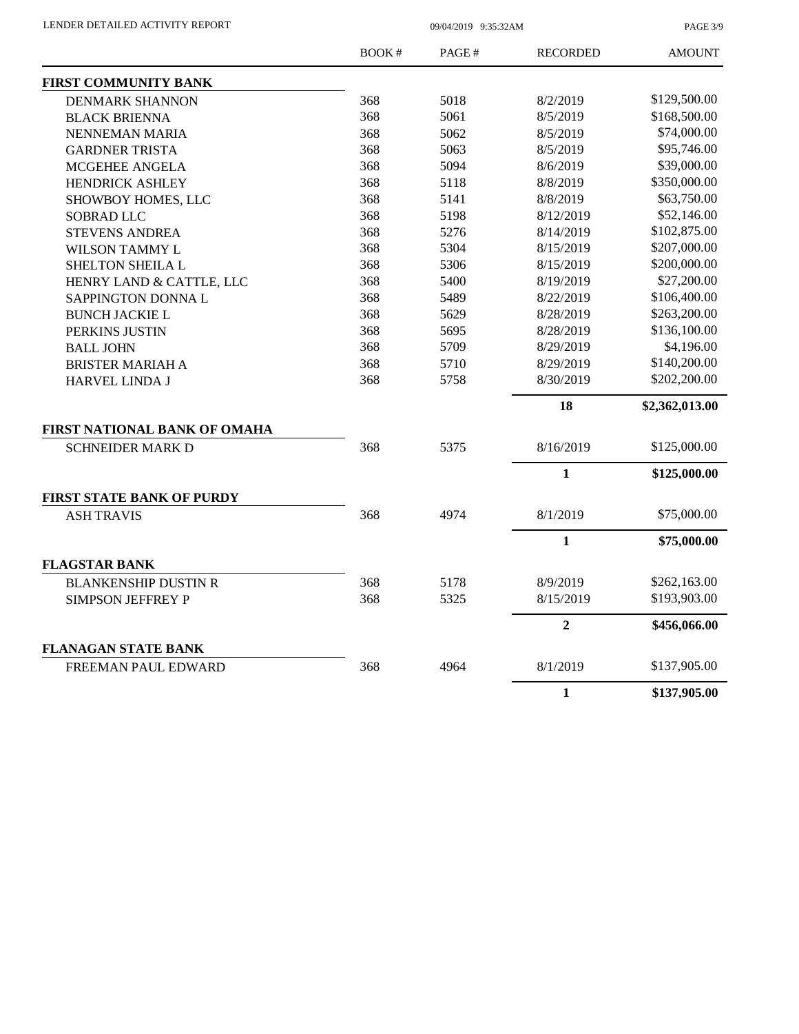| | BOOK # | PAGE # | RECORDED | AMOUNT |
|---|---|---|---|---|
| **FIRST COMMUNITY BANK** | | | | |
| DENMARK SHANNON | 368 | 5018 | 8/2/2019 | \$129,500.00 |
| BLACK BRIENNA | 368 | 5061 | 8/5/2019 | \$168,500.00 |
| NENNEMAN MARIA | 368 | 5062 | 8/5/2019 | \$74,000.00 |
| GARDNER TRISTA | 368 | 5063 | 8/5/2019 | \$95,746.00 |
| MCGEHEE ANGELA | 368 | 5094 | 8/6/2019 | \$39,000.00 |
| HENDRICK ASHLEY | 368 | 5118 | 8/8/2019 | \$350,000.00 |
| SHOWBOY HOMES, LLC | 368 | 5141 | 8/8/2019 | \$63,750.00 |
| SOBRAD LLC | 368 | 5198 | 8/12/2019 | \$52,146.00 |
| STEVENS ANDREA | 368 | 5276 | 8/14/2019 | \$102,875.00 |
| WILSON TAMMY L | 368 | 5304 | 8/15/2019 | \$207,000.00 |
| SHELTON SHEILA L | 368 | 5306 | 8/15/2019 | \$200,000.00 |
| HENRY LAND & CATTLE, LLC | 368 | 5400 | 8/19/2019 | \$27,200.00 |
| SAPPINGTON DONNA L | 368 | 5489 | 8/22/2019 | \$106,400.00 |
| BUNCH JACKIE L | 368 | 5629 | 8/28/2019 | \$263,200.00 |
| PERKINS JUSTIN | 368 | 5695 | 8/28/2019 | \$136,100.00 |
| BALL JOHN | 368 | 5709 | 8/29/2019 | \$4,196.00 |
| BRISTER MARIAH A | 368 | 5710 | 8/29/2019 | \$140,200.00 |
| HARVEL LINDA J | 368 | 5758 | 8/30/2019 | \$202,200.00 |
| | | | **18** | **\$2,362,013.00** |
| **FIRST NATIONAL BANK OF OMAHA** | | | | |
| SCHNEIDER MARK D | 368 | 5375 | 8/16/2019 | \$125,000.00 |
| | | | **1** | **\$125,000.00** |
| **FIRST STATE BANK OF PURDY** | | | | |
| ASH TRAVIS | 368 | 4974 | 8/1/2019 | \$75,000.00 |
| | | | **1** | **\$75,000.00** |
| **FLAGSTAR BANK** | | | | |
| BLANKENSHIP DUSTIN R | 368 | 5178 | 8/9/2019 | \$262,163.00 |
| SIMPSON JEFFREY P | 368 | 5325 | 8/15/2019 | \$193,903.00 |
| | | | **2** | **\$456,066.00** |
| **FLANAGAN STATE BANK** | | | | |
| FREEMAN PAUL EDWARD | 368 | 4964 | 8/1/2019 | \$137,905.00 |
| | | | **1** | **\$137,905.00** |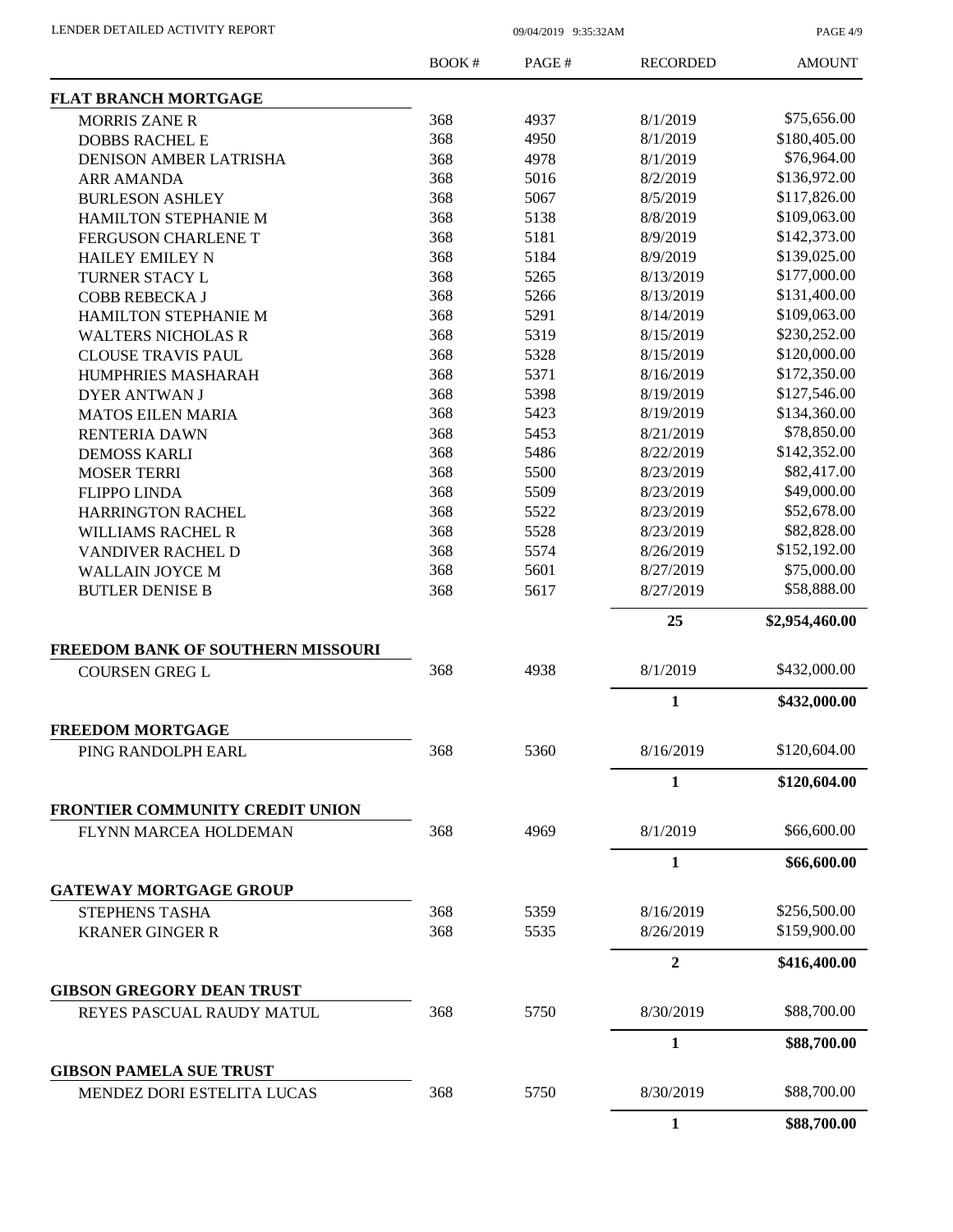| | BOOK # | PAGE # | RECORDED | AMOUNT |
|---|---|---|---|---|
| **FLAT BRANCH MORTGAGE** | | | | |
| MORRIS ZANE R | 368 | 4937 | 8/1/2019 | \$75,656.00 |
| DOBBS RACHEL E | 368 | 4950 | 8/1/2019 | \$180,405.00 |
| DENISON AMBER LATRISHA | 368 | 4978 | 8/1/2019 | \$76,964.00 |
| ARR AMANDA | 368 | 5016 | 8/2/2019 | \$136,972.00 |
| BURLESON ASHLEY | 368 | 5067 | 8/5/2019 | \$117,826.00 |
| HAMILTON STEPHANIE M | 368 | 5138 | 8/8/2019 | \$109,063.00 |
| FERGUSON CHARLENE T | 368 | 5181 | 8/9/2019 | \$142,373.00 |
| HAILEY EMILEY N | 368 | 5184 | 8/9/2019 | \$139,025.00 |
| TURNER STACY L | 368 | 5265 | 8/13/2019 | \$177,000.00 |
| COBB REBECKA J | 368 | 5266 | 8/13/2019 | \$131,400.00 |
| HAMILTON STEPHANIE M | 368 | 5291 | 8/14/2019 | \$109,063.00 |
| WALTERS NICHOLAS R | 368 | 5319 | 8/15/2019 | \$230,252.00 |
| CLOUSE TRAVIS PAUL | 368 | 5328 | 8/15/2019 | \$120,000.00 |
| HUMPHRIES MASHARAH | 368 | 5371 | 8/16/2019 | \$172,350.00 |
| DYER ANTWAN J | 368 | 5398 | 8/19/2019 | \$127,546.00 |
| MATOS EILEN MARIA | 368 | 5423 | 8/19/2019 | \$134,360.00 |
| RENTERIA DAWN | 368 | 5453 | 8/21/2019 | \$78,850.00 |
| DEMOSS KARLI | 368 | 5486 | 8/22/2019 | \$142,352.00 |
| MOSER TERRI | 368 | 5500 | 8/23/2019 | \$82,417.00 |
| FLIPPO LINDA | 368 | 5509 | 8/23/2019 | \$49,000.00 |
| HARRINGTON RACHEL | 368 | 5522 | 8/23/2019 | \$52,678.00 |
| WILLIAMS RACHEL R | 368 | 5528 | 8/23/2019 | \$82,828.00 |
| VANDIVER RACHEL D | 368 | 5574 | 8/26/2019 | \$152,192.00 |
| WALLAIN JOYCE M | 368 | 5601 | 8/27/2019 | \$75,000.00 |
| BUTLER DENISE B | 368 | 5617 | 8/27/2019 | \$58,888.00 |
| | | | **25** | **\$2,954,460.00** |
| **FREEDOM BANK OF SOUTHERN MISSOURI** | | | | |
| COURSEN GREG L | 368 | 4938 | 8/1/2019 | \$432,000.00 |
| | | | **1** | **\$432,000.00** |
| **FREEDOM MORTGAGE** | | | | |
| PING RANDOLPH EARL | 368 | 5360 | 8/16/2019 | \$120,604.00 |
| | | | **1** | **\$120,604.00** |
| **FRONTIER COMMUNITY CREDIT UNION** | | | | |
| FLYNN MARCEA HOLDEMAN | 368 | 4969 | 8/1/2019 | \$66,600.00 |
| | | | **1** | **\$66,600.00** |
| **GATEWAY MORTGAGE GROUP** | | | | |
| STEPHENS TASHA | 368 | 5359 | 8/16/2019 | \$256,500.00 |
| KRANER GINGER R | 368 | 5535 | 8/26/2019 | \$159,900.00 |
| | | | **2** | **\$416,400.00** |
| **GIBSON GREGORY DEAN TRUST** | | | | |
| REYES PASCUAL RAUDY MATUL | 368 | 5750 | 8/30/2019 | \$88,700.00 |
| | | | **1** | **\$88,700.00** |
| **GIBSON PAMELA SUE TRUST** | | | | |
| MENDEZ DORI ESTELITA LUCAS | 368 | 5750 | 8/30/2019 | \$88,700.00 |
| | | | **1** | **\$88,700.00** |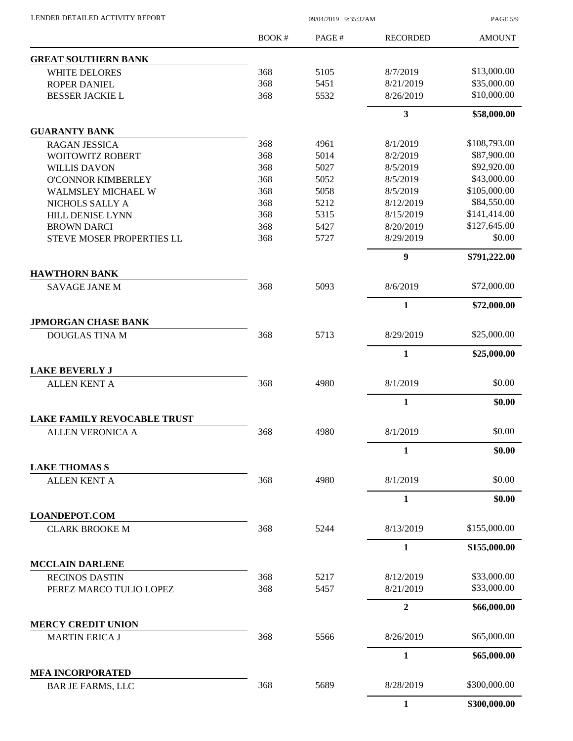| | BOOK # | PAGE # | RECORDED | AMOUNT |
|---|---|---|---|---|
| **GREAT SOUTHERN BANK** | | | | |
| WHITE DELORES | 368 | 5105 | 8/7/2019 | $13,000.00 |
| ROPER DANIEL | 368 | 5451 | 8/21/2019 | $35,000.00 |
| BESSER JACKIE L | 368 | 5532 | 8/26/2019 | $10,000.00 |
| | | | **3** | **$58,000.00** |
| **GUARANTY BANK** | | | | |
| RAGAN JESSICA | 368 | 4961 | 8/1/2019 | $108,793.00 |
| WOITOWITZ ROBERT | 368 | 5014 | 8/2/2019 | $87,900.00 |
| WILLIS DAVON | 368 | 5027 | 8/5/2019 | $92,920.00 |
| O'CONNOR KIMBERLEY | 368 | 5052 | 8/5/2019 | $43,000.00 |
| WALMSLEY MICHAEL W | 368 | 5058 | 8/5/2019 | $105,000.00 |
| NICHOLS SALLY A | 368 | 5212 | 8/12/2019 | $84,550.00 |
| HILL DENISE LYNN | 368 | 5315 | 8/15/2019 | $141,414.00 |
| BROWN DARCI | 368 | 5427 | 8/20/2019 | $127,645.00 |
| STEVE MOSER PROPERTIES LL | 368 | 5727 | 8/29/2019 | $0.00 |
| | | | **9** | **$791,222.00** |
| **HAWTHORN BANK** | | | | |
| SAVAGE JANE M | 368 | 5093 | 8/6/2019 | $72,000.00 |
| | | | **1** | **$72,000.00** |
| **JPMORGAN CHASE BANK** | | | | |
| DOUGLAS TINA M | 368 | 5713 | 8/29/2019 | $25,000.00 |
| | | | **1** | **$25,000.00** |
| **LAKE BEVERLY J** | | | | |
| ALLEN KENT A | 368 | 4980 | 8/1/2019 | $0.00 |
| | | | **1** | **$0.00** |
| **LAKE FAMILY REVOCABLE TRUST** | | | | |
| ALLEN VERONICA A | 368 | 4980 | 8/1/2019 | $0.00 |
| | | | **1** | **$0.00** |
| **LAKE THOMAS S** | | | | |
| ALLEN KENT A | 368 | 4980 | 8/1/2019 | $0.00 |
| | | | **1** | **$0.00** |
| **LOANDEPOT.COM** | | | | |
| CLARK BROOKE M | 368 | 5244 | 8/13/2019 | $155,000.00 |
| | | | **1** | **$155,000.00** |
| **MCCLAIN DARLENE** | | | | |
| RECINOS DASTIN | 368 | 5217 | 8/12/2019 | $33,000.00 |
| PEREZ MARCO TULIO LOPEZ | 368 | 5457 | 8/21/2019 | $33,000.00 |
| | | | **2** | **$66,000.00** |
| **MERCY CREDIT UNION** | | | | |
| MARTIN ERICA J | 368 | 5566 | 8/26/2019 | $65,000.00 |
| | | | **1** | **$65,000.00** |
| **MFA INCORPORATED** | | | | |
| BAR JE FARMS, LLC | 368 | 5689 | 8/28/2019 | $300,000.00 |
| | | | **1** | **$300,000.00** |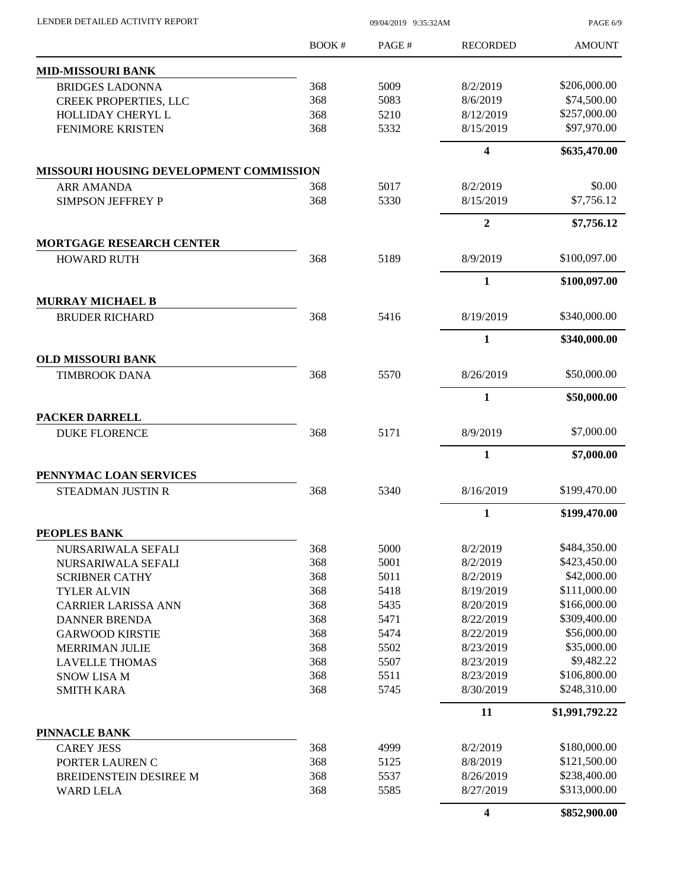| | BOOK # | PAGE # | RECORDED | AMOUNT |
|---|---|---|---|---|
| **MID-MISSOURI BANK** | | | | |
| BRIDGES LADONNA | 368 | 5009 | 8/2/2019 | \$206,000.00 |
| CREEK PROPERTIES, LLC | 368 | 5083 | 8/6/2019 | \$74,500.00 |
| HOLLIDAY CHERYL L | 368 | 5210 | 8/12/2019 | \$257,000.00 |
| FENIMORE KRISTEN | 368 | 5332 | 8/15/2019 | \$97,970.00 |
| | | | **4** | **\$635,470.00** |
| **MISSOURI HOUSING DEVELOPMENT COMMISSION** | | | | |
| ARR AMANDA | 368 | 5017 | 8/2/2019 | \$0.00 |
| SIMPSON JEFFREY P | 368 | 5330 | 8/15/2019 | \$7,756.12 |
| | | | **2** | **\$7,756.12** |
| **MORTGAGE RESEARCH CENTER** | | | | |
| HOWARD RUTH | 368 | 5189 | 8/9/2019 | \$100,097.00 |
| | | | **1** | **\$100,097.00** |
| **MURRAY MICHAEL B** | | | | |
| BRUDER RICHARD | 368 | 5416 | 8/19/2019 | \$340,000.00 |
| | | | **1** | **\$340,000.00** |
| **OLD MISSOURI BANK** | | | | |
| TIMBROOK DANA | 368 | 5570 | 8/26/2019 | \$50,000.00 |
| | | | **1** | **\$50,000.00** |
| **PACKER DARRELL** | | | | |
| DUKE FLORENCE | 368 | 5171 | 8/9/2019 | \$7,000.00 |
| | | | **1** | **\$7,000.00** |
| **PENNYMAC LOAN SERVICES** | | | | |
| STEADMAN JUSTIN R | 368 | 5340 | 8/16/2019 | \$199,470.00 |
| | | | **1** | **\$199,470.00** |
| **PEOPLES BANK** | | | | |
| NURSARIWALA SEFALI | 368 | 5000 | 8/2/2019 | \$484,350.00 |
| NURSARIWALA SEFALI | 368 | 5001 | 8/2/2019 | \$423,450.00 |
| SCRIBNER CATHY | 368 | 5011 | 8/2/2019 | \$42,000.00 |
| TYLER ALVIN | 368 | 5418 | 8/19/2019 | \$111,000.00 |
| CARRIER LARISSA ANN | 368 | 5435 | 8/20/2019 | \$166,000.00 |
| DANNER BRENDA | 368 | 5471 | 8/22/2019 | \$309,400.00 |
| GARWOOD KIRSTIE | 368 | 5474 | 8/22/2019 | \$56,000.00 |
| MERRIMAN JULIE | 368 | 5502 | 8/23/2019 | \$35,000.00 |
| LAVELLE THOMAS | 368 | 5507 | 8/23/2019 | \$9,482.22 |
| SNOW LISA M | 368 | 5511 | 8/23/2019 | \$106,800.00 |
| SMITH KARA | 368 | 5745 | 8/30/2019 | \$248,310.00 |
| | | | **11** | **\$1,991,792.22** |
| **PINNACLE BANK** | | | | |
| CAREY JESS | 368 | 4999 | 8/2/2019 | \$180,000.00 |
| PORTER LAUREN C | 368 | 5125 | 8/8/2019 | \$121,500.00 |
| BREIDENSTEIN DESIREE M | 368 | 5537 | 8/26/2019 | \$238,400.00 |
| WARD LELA | 368 | 5585 | 8/27/2019 | \$313,000.00 |
| | | | **4** | **\$852,900.00** |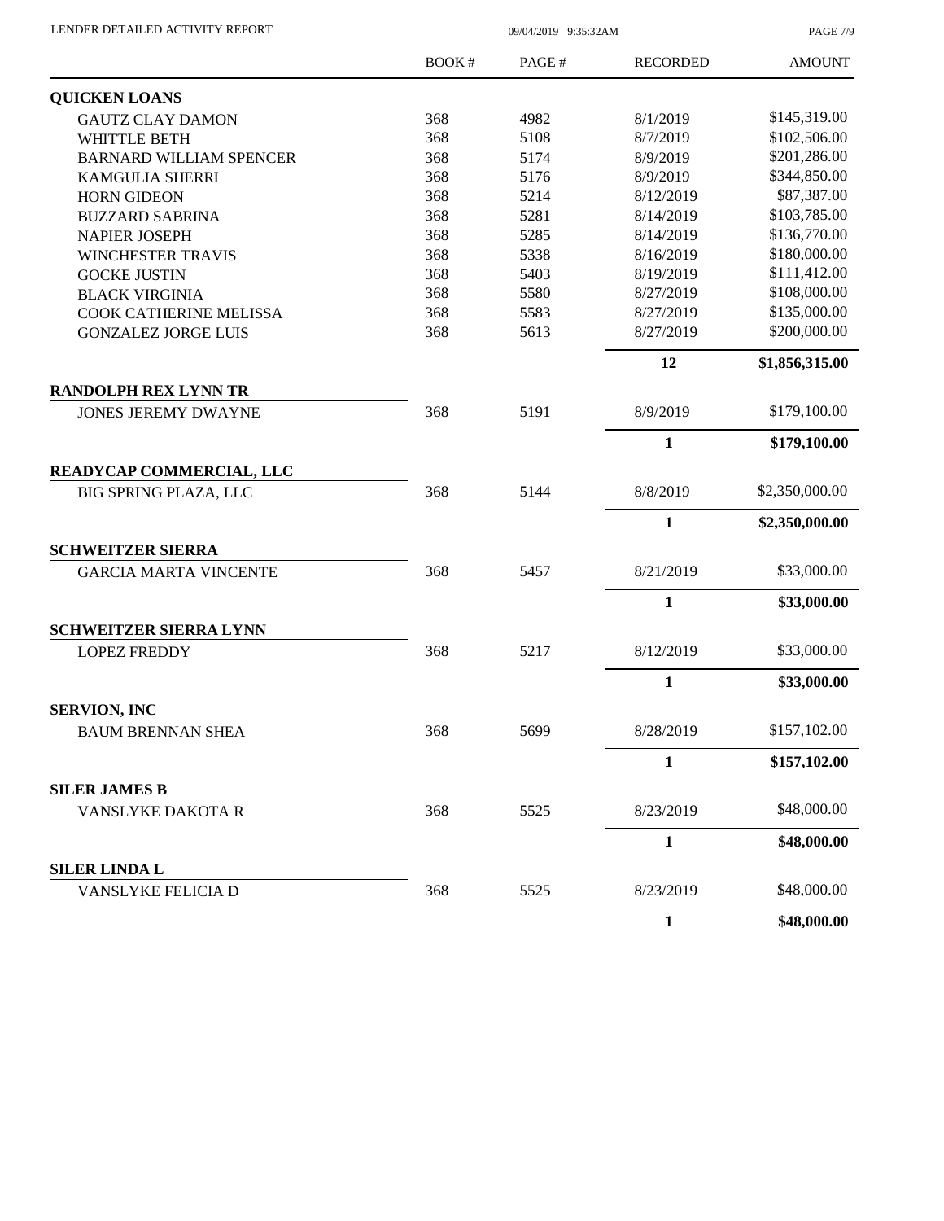| | BOOK # | PAGE # | RECORDED | AMOUNT |
|---|---|---|---|---|
| **QUICKEN LOANS** | | | | |
| GAUTZ CLAY DAMON | 368 | 4982 | 8/1/2019 | $145,319.00 |
| WHITTLE BETH | 368 | 5108 | 8/7/2019 | $102,506.00 |
| BARNARD WILLIAM SPENCER | 368 | 5174 | 8/9/2019 | $201,286.00 |
| KAMGULIA SHERRI | 368 | 5176 | 8/9/2019 | $344,850.00 |
| HORN GIDEON | 368 | 5214 | 8/12/2019 | $87,387.00 |
| BUZZARD SABRINA | 368 | 5281 | 8/14/2019 | $103,785.00 |
| NAPIER JOSEPH | 368 | 5285 | 8/14/2019 | $136,770.00 |
| WINCHESTER TRAVIS | 368 | 5338 | 8/16/2019 | $180,000.00 |
| GOCKE JUSTIN | 368 | 5403 | 8/19/2019 | $111,412.00 |
| BLACK VIRGINIA | 368 | 5580 | 8/27/2019 | $108,000.00 |
| COOK CATHERINE MELISSA | 368 | 5583 | 8/27/2019 | $135,000.00 |
| GONZALEZ JORGE LUIS | 368 | 5613 | 8/27/2019 | $200,000.00 |
| | | | **12** | **$1,856,315.00** |
| **RANDOLPH REX LYNN TR** | | | | |
| JONES JEREMY DWAYNE | 368 | 5191 | 8/9/2019 | $179,100.00 |
| | | | **1** | **$179,100.00** |
| **READYCAP COMMERCIAL, LLC** | | | | |
| BIG SPRING PLAZA, LLC | 368 | 5144 | 8/8/2019 | $2,350,000.00 |
| | | | **1** | **$2,350,000.00** |
| **SCHWEITZER SIERRA** | | | | |
| GARCIA MARTA VINCENTE | 368 | 5457 | 8/21/2019 | $33,000.00 |
| | | | **1** | **$33,000.00** |
| **SCHWEITZER SIERRA LYNN** | | | | |
| LOPEZ FREDDY | 368 | 5217 | 8/12/2019 | $33,000.00 |
| | | | **1** | **$33,000.00** |
| **SERVION, INC** | | | | |
| BAUM BRENNAN SHEA | 368 | 5699 | 8/28/2019 | $157,102.00 |
| | | | **1** | **$157,102.00** |
| **SILER JAMES B** | | | | |
| VANSLYKE DAKOTA R | 368 | 5525 | 8/23/2019 | $48,000.00 |
| | | | **1** | **$48,000.00** |
| **SILER LINDA L** | | | | |
| VANSLYKE FELICIA D | 368 | 5525 | 8/23/2019 | $48,000.00 |
| | | | **1** | **$48,000.00** |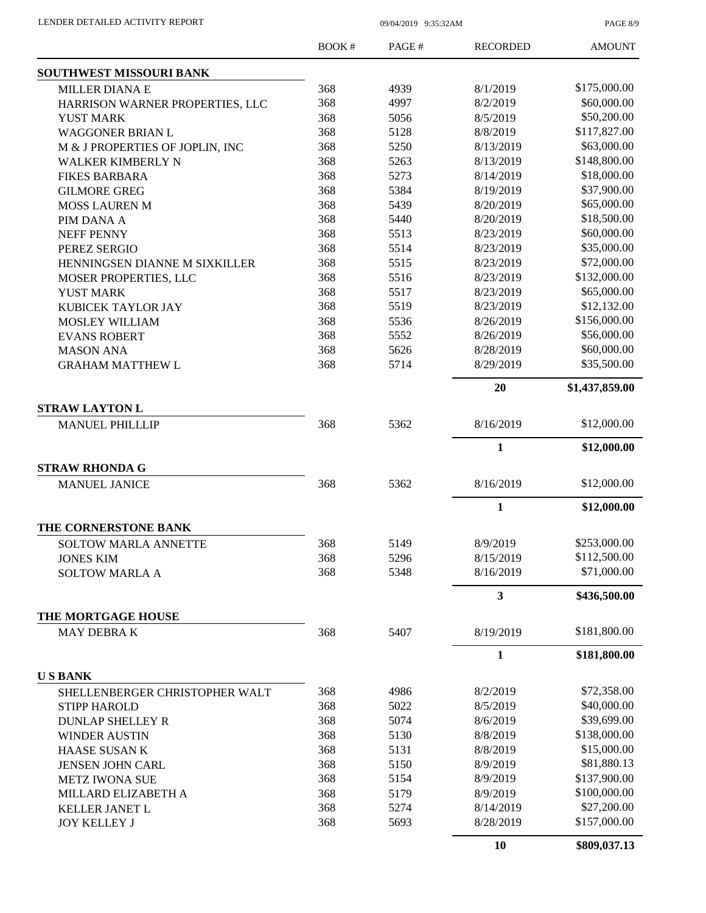LENDER DETAILED ACTIVITY REPORT 09/04/2019 9:35:32AM

| | BOOK # | PAGE # | RECORDED | AMOUNT |
|---|---|---|---|---|
| **SOUTHWEST MISSOURI BANK** | | | | |
| MILLER DIANA E | 368 | 4939 | 8/1/2019 | \$175,000.00 |
| HARRISON WARNER PROPERTIES, LLC | 368 | 4997 | 8/2/2019 | \$60,000.00 |
| YUST MARK | 368 | 5056 | 8/5/2019 | \$50,200.00 |
| WAGGONER BRIAN L | 368 | 5128 | 8/8/2019 | \$117,827.00 |
| M & J PROPERTIES OF JOPLIN, INC | 368 | 5250 | 8/13/2019 | \$63,000.00 |
| WALKER KIMBERLY N | 368 | 5263 | 8/13/2019 | \$148,800.00 |
| FIKES BARBARA | 368 | 5273 | 8/14/2019 | \$18,000.00 |
| GILMORE GREG | 368 | 5384 | 8/19/2019 | \$37,900.00 |
| MOSS LAUREN M | 368 | 5439 | 8/20/2019 | \$65,000.00 |
| PIM DANA A | 368 | 5440 | 8/20/2019 | \$18,500.00 |
| NEFF PENNY | 368 | 5513 | 8/23/2019 | \$60,000.00 |
| PEREZ SERGIO | 368 | 5514 | 8/23/2019 | \$35,000.00 |
| HENNINGSEN DIANNE M SIXKILLER | 368 | 5515 | 8/23/2019 | \$72,000.00 |
| MOSER PROPERTIES, LLC | 368 | 5516 | 8/23/2019 | \$132,000.00 |
| YUST MARK | 368 | 5517 | 8/23/2019 | \$65,000.00 |
| KUBICEK TAYLOR JAY | 368 | 5519 | 8/23/2019 | \$12,132.00 |
| MOSLEY WILLIAM | 368 | 5536 | 8/26/2019 | \$156,000.00 |
| EVANS ROBERT | 368 | 5552 | 8/26/2019 | \$56,000.00 |
| MASON ANA | 368 | 5626 | 8/28/2019 | \$60,000.00 |
| GRAHAM MATTHEW L | 368 | 5714 | 8/29/2019 | \$35,500.00 |
| | | | **20** | **\$1,437,859.00** |
| **STRAW LAYTON L** | | | | |
| MANUEL PHILLLIP | 368 | 5362 | 8/16/2019 | \$12,000.00 |
| | | | **1** | **\$12,000.00** |
| **STRAW RHONDA G** | | | | |
| MANUEL JANICE | 368 | 5362 | 8/16/2019 | \$12,000.00 |
| | | | **1** | **\$12,000.00** |
| **THE CORNERSTONE BANK** | | | | |
| SOLTOW MARLA ANNETTE | 368 | 5149 | 8/9/2019 | \$253,000.00 |
| JONES KIM | 368 | 5296 | 8/15/2019 | \$112,500.00 |
| SOLTOW MARLA A | 368 | 5348 | 8/16/2019 | \$71,000.00 |
| | | | **3** | **\$436,500.00** |
| **THE MORTGAGE HOUSE** | | | | |
| MAY DEBRA K | 368 | 5407 | 8/19/2019 | \$181,800.00 |
| | | | **1** | **\$181,800.00** |
| **U S BANK** | | | | |
| SHELLENBERGER CHRISTOPHER WALT | 368 | 4986 | 8/2/2019 | \$72,358.00 |
| STIPP HAROLD | 368 | 5022 | 8/5/2019 | \$40,000.00 |
| DUNLAP SHELLEY R | 368 | 5074 | 8/6/2019 | \$39,699.00 |
| WINDER AUSTIN | 368 | 5130 | 8/8/2019 | \$138,000.00 |
| HAASE SUSAN K | 368 | 5131 | 8/8/2019 | \$15,000.00 |
| JENSEN JOHN CARL | 368 | 5150 | 8/9/2019 | \$81,880.13 |
| METZ IWONA SUE | 368 | 5154 | 8/9/2019 | \$137,900.00 |
| MILLARD ELIZABETH A | 368 | 5179 | 8/9/2019 | \$100,000.00 |
| KELLER JANET L | 368 | 5274 | 8/14/2019 | \$27,200.00 |
| JOY KELLEY J | 368 | 5693 | 8/28/2019 | \$157,000.00 |
| | | | **10** | **\$809,037.13** |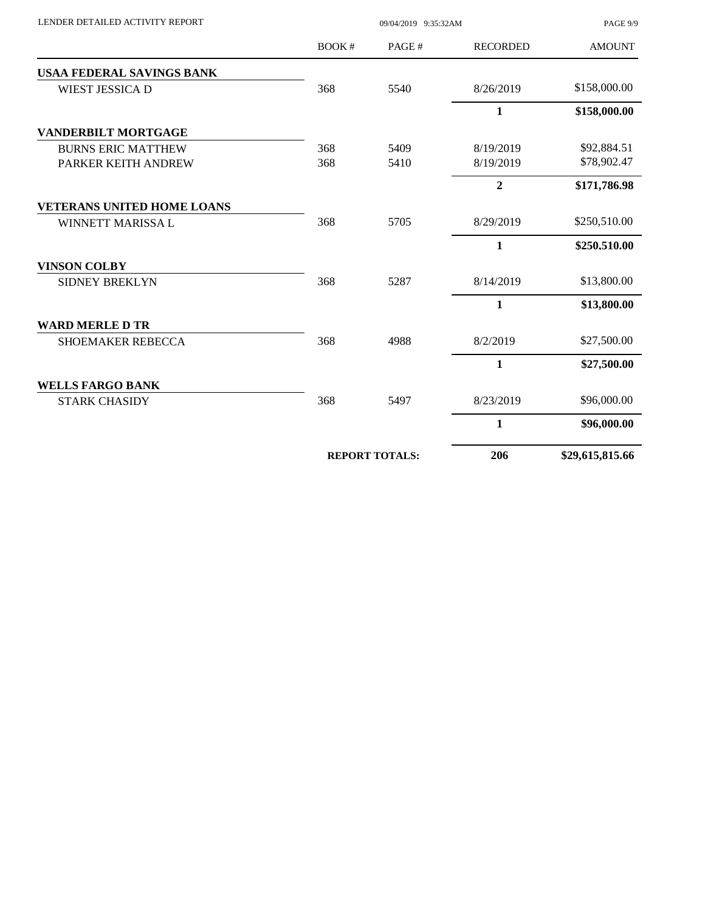| | BOOK # | PAGE # | RECORDED | AMOUNT |
|---|---|---|---|---|
| **USAA FEDERAL SAVINGS BANK** | | | | |
| WIEST JESSICA D | 368 | 5540 | 8/26/2019 | $158,000.00 |
| | | | **1** | **$158,000.00** |
| **VANDERBILT MORTGAGE** | | | | |
| BURNS ERIC MATTHEW | 368 | 5409 | 8/19/2019 | $92,884.51 |
| PARKER KEITH ANDREW | 368 | 5410 | 8/19/2019 | $78,902.47 |
| | | | **2** | **$171,786.98** |
| **VETERANS UNITED HOME LOANS** | | | | |
| WINNETT MARISSA L | 368 | 5705 | 8/29/2019 | $250,510.00 |
| | | | **1** | **$250,510.00** |
| **VINSON COLBY** | | | | |
| SIDNEY BREKLYN | 368 | 5287 | 8/14/2019 | $13,800.00 |
| | | | **1** | **$13,800.00** |
| **WARD MERLE D TR** | | | | |
| SHOEMAKER REBECCA | 368 | 4988 | 8/2/2019 | $27,500.00 |
| | | | **1** | **$27,500.00** |
| **WELLS FARGO BANK** | | | | |
| STARK CHASIDY | 368 | 5497 | 8/23/2019 | $96,000.00 |
| | | | **1** | **$96,000.00** |
| | **REPORT TOTALS:** | | **206** | **$29,615,815.66** |